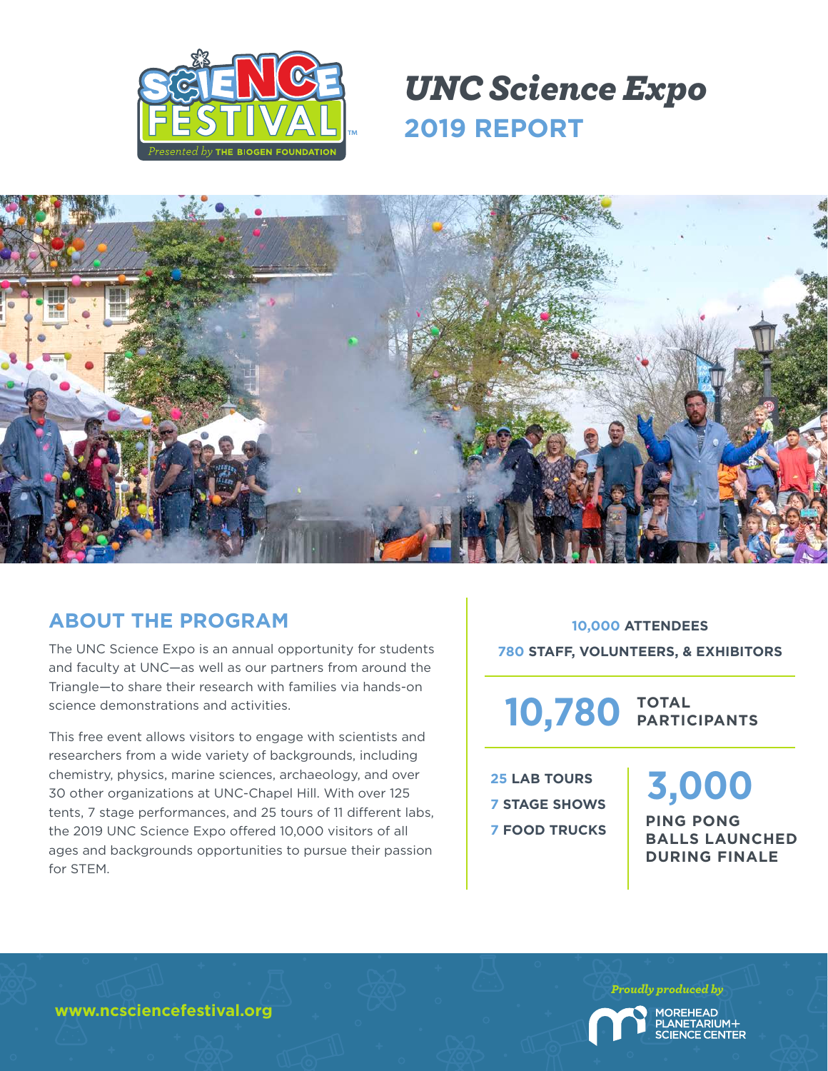# UNC Science Expo

## 2019 REPORT

## ABOUT THE PROGRAM

The UNC Science Expo is an annual opportunity for students and faculty at UNC—as well as our partners from around the Triangle—to share their research with families via hands-on science demonstrations and activities.

This free event allows visitors to engage with scientists and researchers from a wide variety of backgrounds, including chemistry, physics, marine sciences, archaeology, and over 30 other organizations at UNC-Chapel Hill. With over 125 tents, 7 stage performances, and 25 tours of 11 different labs, the 2019 UNC Science Expo offered 10,000 visitors of all ages and backgrounds opportunities to pursue their passion for STEM.

**10,000 ATTENDEES**

**780 STAFF, VOLUNTEERS, & EXHIBITORS**

**10,780 TOTAL PARTICIPANTS**

**25 LAB TOURS**

**7 STAGE SHOWS**

**7 FOOD TRUCKS**

**3,000 PING PONG BALLS LAUNCHED DURING FINALE**

www.ncsciencefestival.org

*Proudly produced by* Morehead Planetarium + Science Center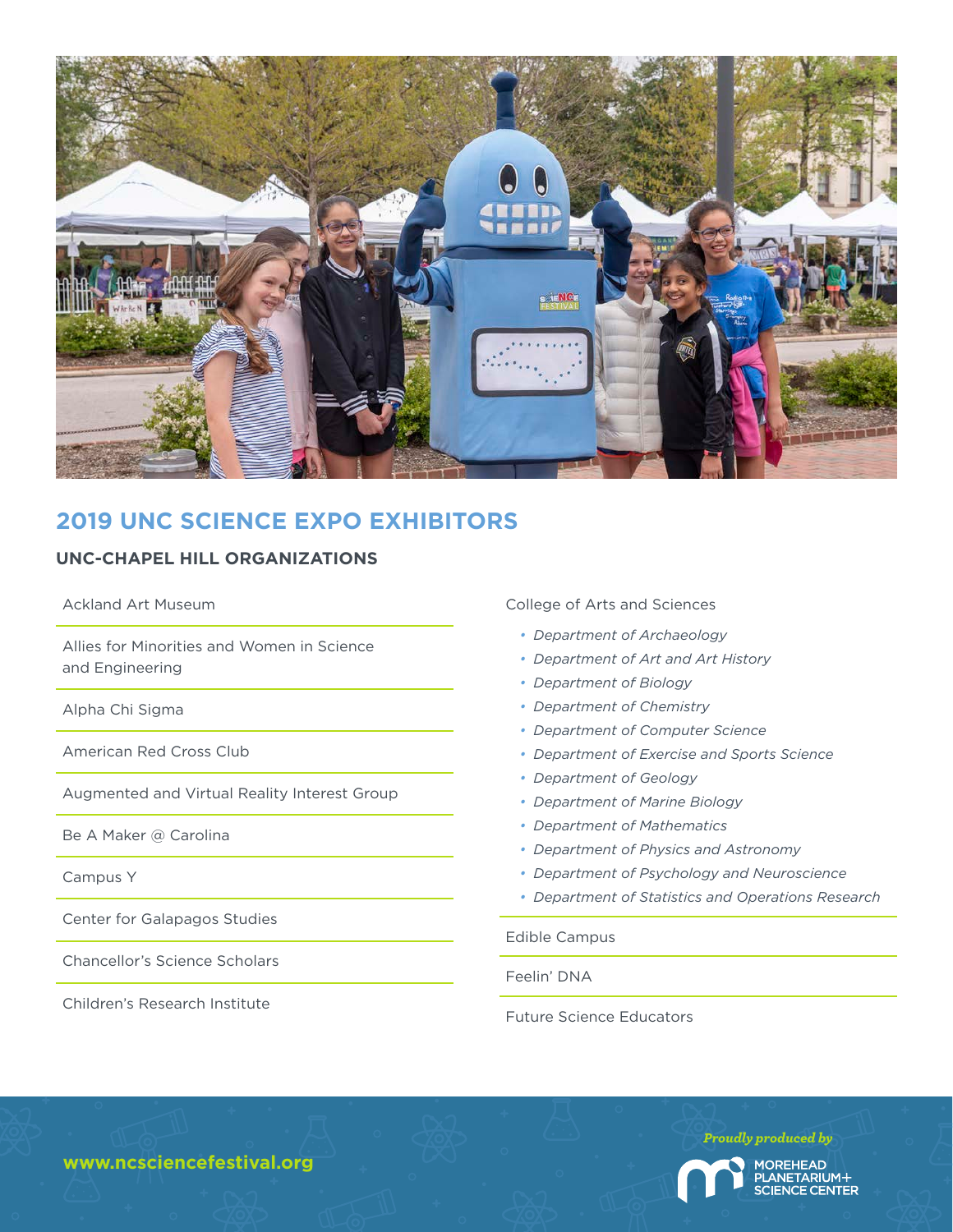## 2019 UNC SCIENCE EXPO EXHIBITORS

### UNC-CHAPEL HILL ORGANIZATIONS

Ackland Art Museum

Allies for Minorities and Women in Science and Engineering

Alpha Chi Sigma

American Red Cross Club

Augmented and Virtual Reality Interest Group

Be A Maker @ Carolina

Campus Y

Center for Galapagos Studies

Chancellor's Science Scholars

Children's Research Institute

College of Arts and Sciences

- *Department of Archaeology*
- *Department of Art and Art History*
- *Department of Biology*
- *Department of Chemistry*
- *Department of Computer Science*
- *Department of Exercise and Sports Science*
- *Department of Geology*
- *Department of Marine Biology*
- *Department of Mathematics*
- *Department of Physics and Astronomy*
- *Department of Psychology and Neuroscience*
- *Department of Statistics and Operations Research*

Edible Campus

Feelin' DNA

Future Science Educators

www.ncsciencefestival.org

*Proudly produced by* MOREHEAD PLANETARIUM+ SCIENCE CENTER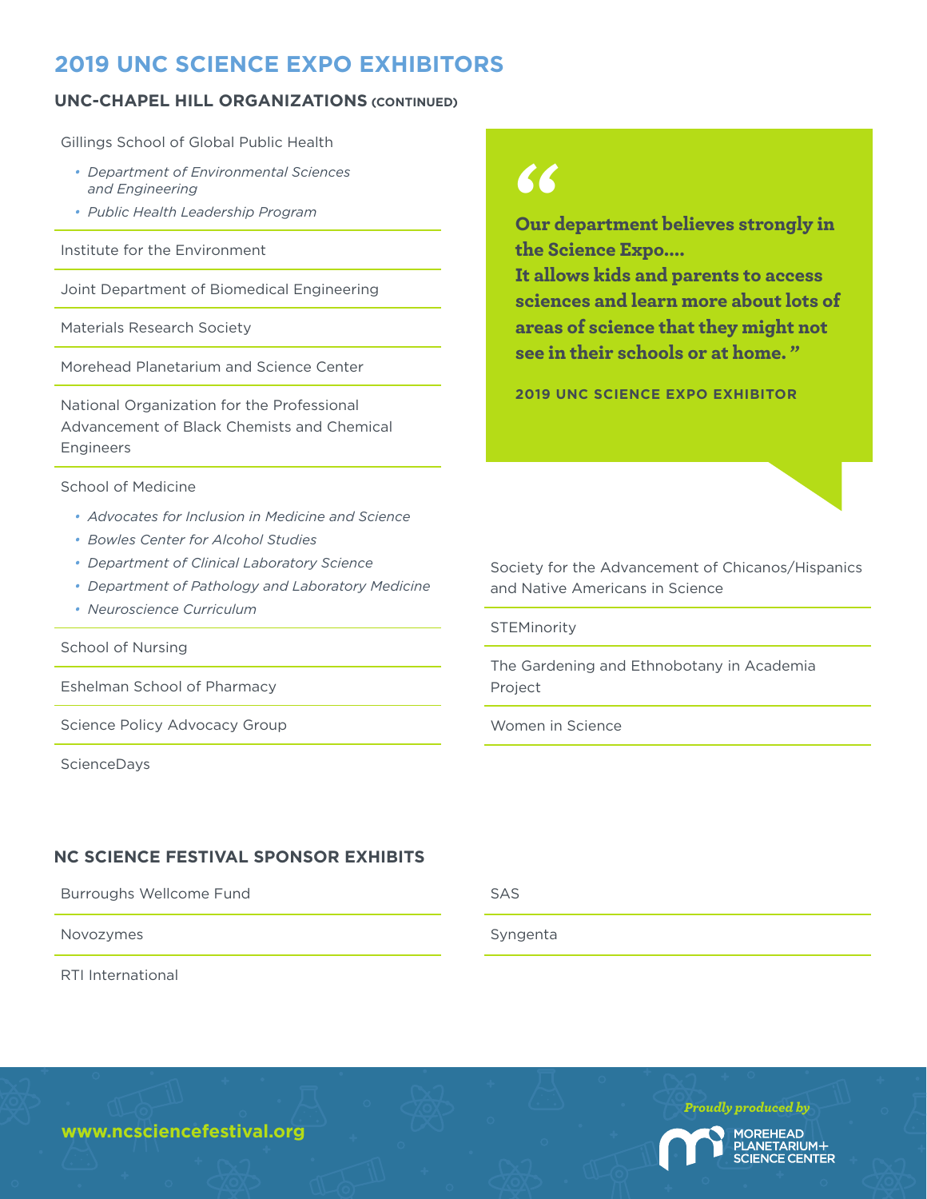# 2019 UNC SCIENCE EXPO EXHIBITORS

## UNC-CHAPEL HILL ORGANIZATIONS (CONTINUED)

Gillings School of Global Public Health

- *Department of Environmental Sciences and Engineering*
- *Public Health Leadership Program*

Institute for the Environment

Joint Department of Biomedical Engineering

Materials Research Society

Morehead Planetarium and Science Center

National Organization for the Professional Advancement of Black Chemists and Chemical Engineers

School of Medicine

- *Advocates for Inclusion in Medicine and Science*
- *Bowles Center for Alcohol Studies*
- *Department of Clinical Laboratory Science*
- *Department of Pathology and Laboratory Medicine*
- *Neuroscience Curriculum*

School of Nursing

Eshelman School of Pharmacy

Science Policy Advocacy Group

ScienceDays

> **"Our department believes strongly in the Science Expo.... It allows kids and parents to access sciences and learn more about lots of areas of science that they might not see in their schools or at home."**
>
> **2019 UNC SCIENCE EXPO EXHIBITOR**

Society for the Advancement of Chicanos/Hispanics and Native Americans in Science

STEMinority

The Gardening and Ethnobotany in Academia Project

Women in Science

## NC SCIENCE FESTIVAL SPONSOR EXHIBITS

Burroughs Wellcome Fund

Novozymes

RTI International

SAS

Syngenta

www.ncsciencefestival.org

*Proudly produced by* MOREHEAD PLANETARIUM + SCIENCE CENTER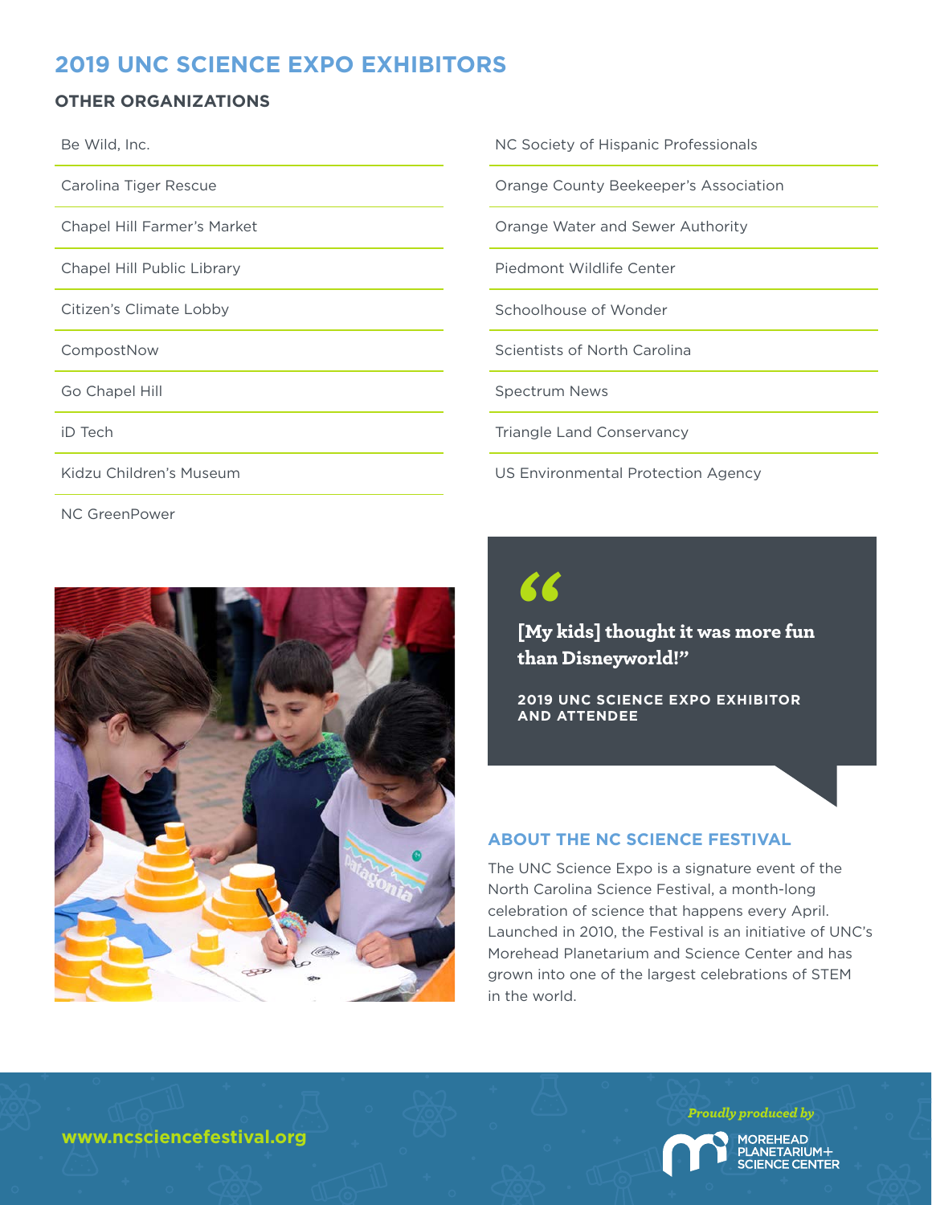# 2019 UNC SCIENCE EXPO EXHIBITORS

## OTHER ORGANIZATIONS

- Be Wild, Inc.
- Carolina Tiger Rescue
- Chapel Hill Farmer's Market
- Chapel Hill Public Library
- Citizen's Climate Lobby
- CompostNow
- Go Chapel Hill
- iD Tech
- Kidzu Children's Museum
- NC GreenPower
- NC Society of Hispanic Professionals
- Orange County Beekeeper's Association
- Orange Water and Sewer Authority
- Piedmont Wildlife Center
- Schoolhouse of Wonder
- Scientists of North Carolina
- Spectrum News
- Triangle Land Conservancy
- US Environmental Protection Agency

> **[My kids] thought it was more fun than Disneyworld!"**
>
> **2019 UNC SCIENCE EXPO EXHIBITOR AND ATTENDEE**

## ABOUT THE NC SCIENCE FESTIVAL

The UNC Science Expo is a signature event of the North Carolina Science Festival, a month-long celebration of science that happens every April. Launched in 2010, the Festival is an initiative of UNC's Morehead Planetarium and Science Center and has grown into one of the largest celebrations of STEM in the world.

www.ncsciencefestival.org

*Proudly produced by*

MOREHEAD PLANETARIUM+ SCIENCE CENTER